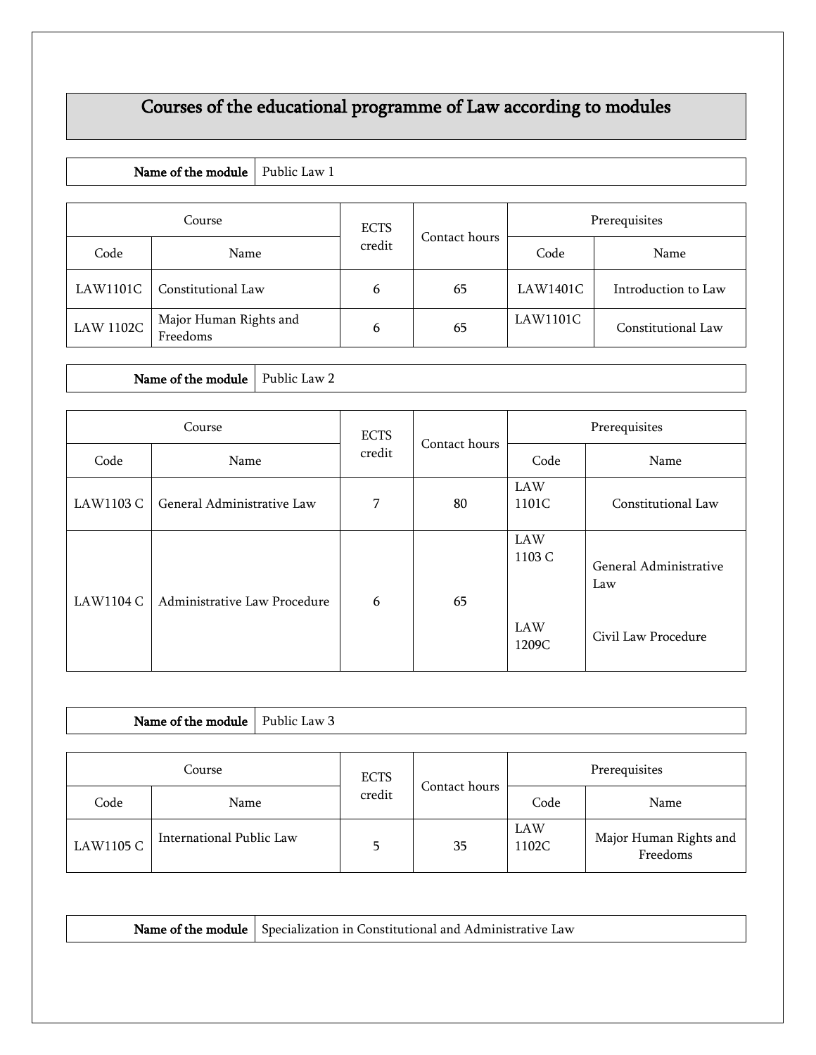# Courses of the educational programme of Law according to modules

| **Name of the module** | Public Law 1 |
|---|---|

| Course | | ECTS credit | Contact hours | Prerequisites | |
|---|---|---|---|---|---|
| Code | Name | | | Code | Name |
| LAW1101C | Constitutional Law | 6 | 65 | LAW1401C | Introduction to Law |
| LAW 1102C | Major Human Rights and Freedoms | 6 | 65 | LAW1101C | Constitutional Law |

| **Name of the module** | Public Law 2 |
|---|---|

| Course | | ECTS credit | Contact hours | Prerequisites | |
|---|---|---|---|---|---|
| Code | Name | | | Code | Name |
| LAW1103 C | General Administrative Law | 7 | 80 | LAW 1101C | Constitutional Law |
| LAW1104 C | Administrative Law Procedure | 6 | 65 | LAW 1103 C<br>LAW 1209C | General Administrative Law<br>Civil Law Procedure |

| **Name of the module** | Public Law 3 |
|---|---|

| Course | | ECTS credit | Contact hours | Prerequisites | |
|---|---|---|---|---|---|
| Code | Name | | | Code | Name |
| LAW1105 C | International Public Law | 5 | 35 | LAW 1102C | Major Human Rights and Freedoms |

| **Name of the module** | Specialization in Constitutional and Administrative Law |
|---|---|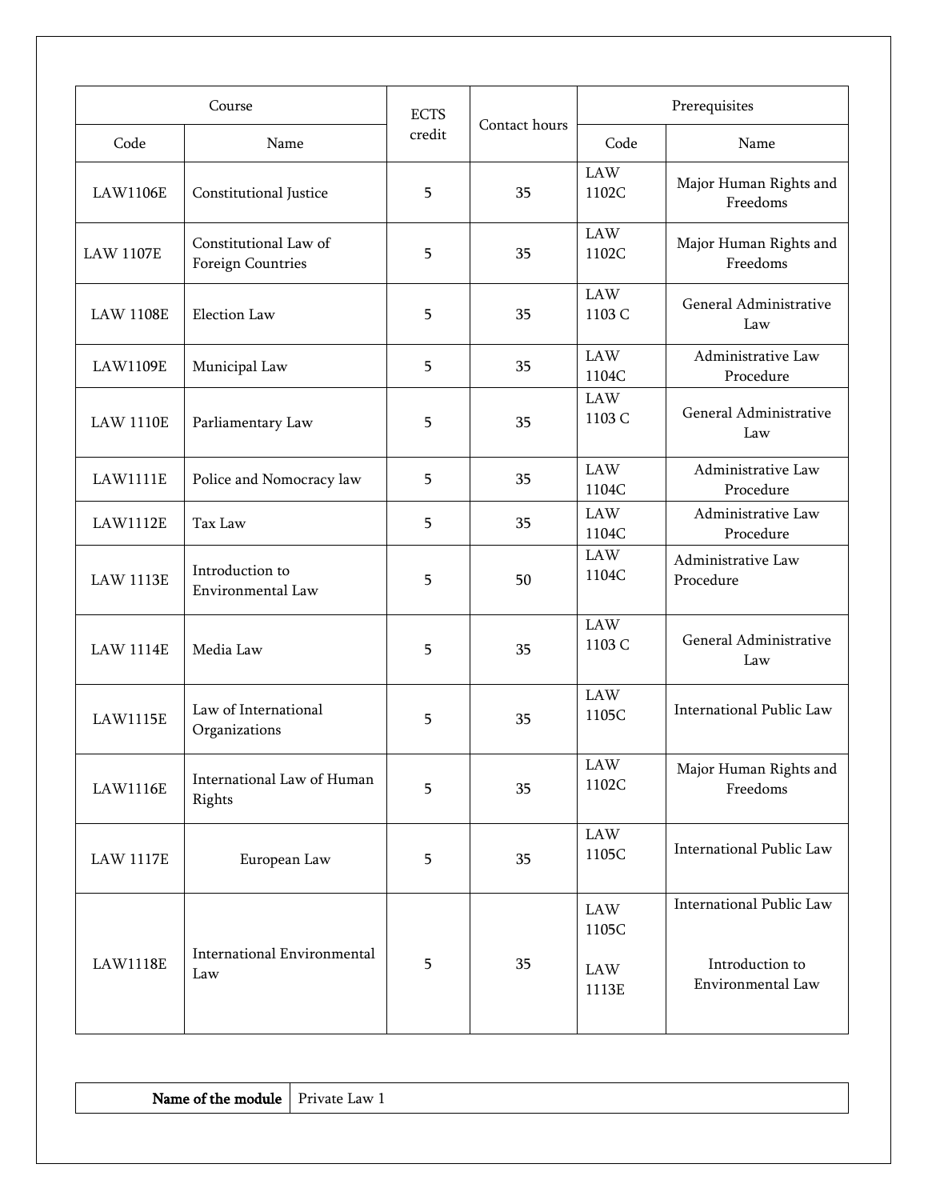| Course | | ECTS credit | Contact hours | Prerequisites | |
|---|---|---|---|---|---|
| Code | Name | | | Code | Name |
| LAW1106E | Constitutional Justice | 5 | 35 | LAW 1102C | Major Human Rights and Freedoms |
| LAW 1107E | Constitutional Law of Foreign Countries | 5 | 35 | LAW 1102C | Major Human Rights and Freedoms |
| LAW 1108E | Election Law | 5 | 35 | LAW 1103 C | General Administrative Law |
| LAW1109E | Municipal Law | 5 | 35 | LAW 1104C | Administrative Law Procedure |
| LAW 1110E | Parliamentary Law | 5 | 35 | LAW 1103 C | General Administrative Law |
| LAW1111E | Police and Nomocracy law | 5 | 35 | LAW 1104C | Administrative Law Procedure |
| LAW1112E | Tax Law | 5 | 35 | LAW 1104C | Administrative Law Procedure |
| LAW 1113E | Introduction to Environmental Law | 5 | 50 | LAW 1104C | Administrative Law Procedure |
| LAW 1114E | Media Law | 5 | 35 | LAW 1103 C | General Administrative Law |
| LAW1115E | Law of International Organizations | 5 | 35 | LAW 1105C | International Public Law |
| LAW1116E | International Law of Human Rights | 5 | 35 | LAW 1102C | Major Human Rights and Freedoms |
| LAW 1117E | European Law | 5 | 35 | LAW 1105C | International Public Law |
| LAW1118E | International Environmental Law | 5 | 35 | LAW 1105C<br>LAW 1113E | International Public Law<br>Introduction to Environmental Law |

| **Name of the module** | Private Law 1 |
|---|---|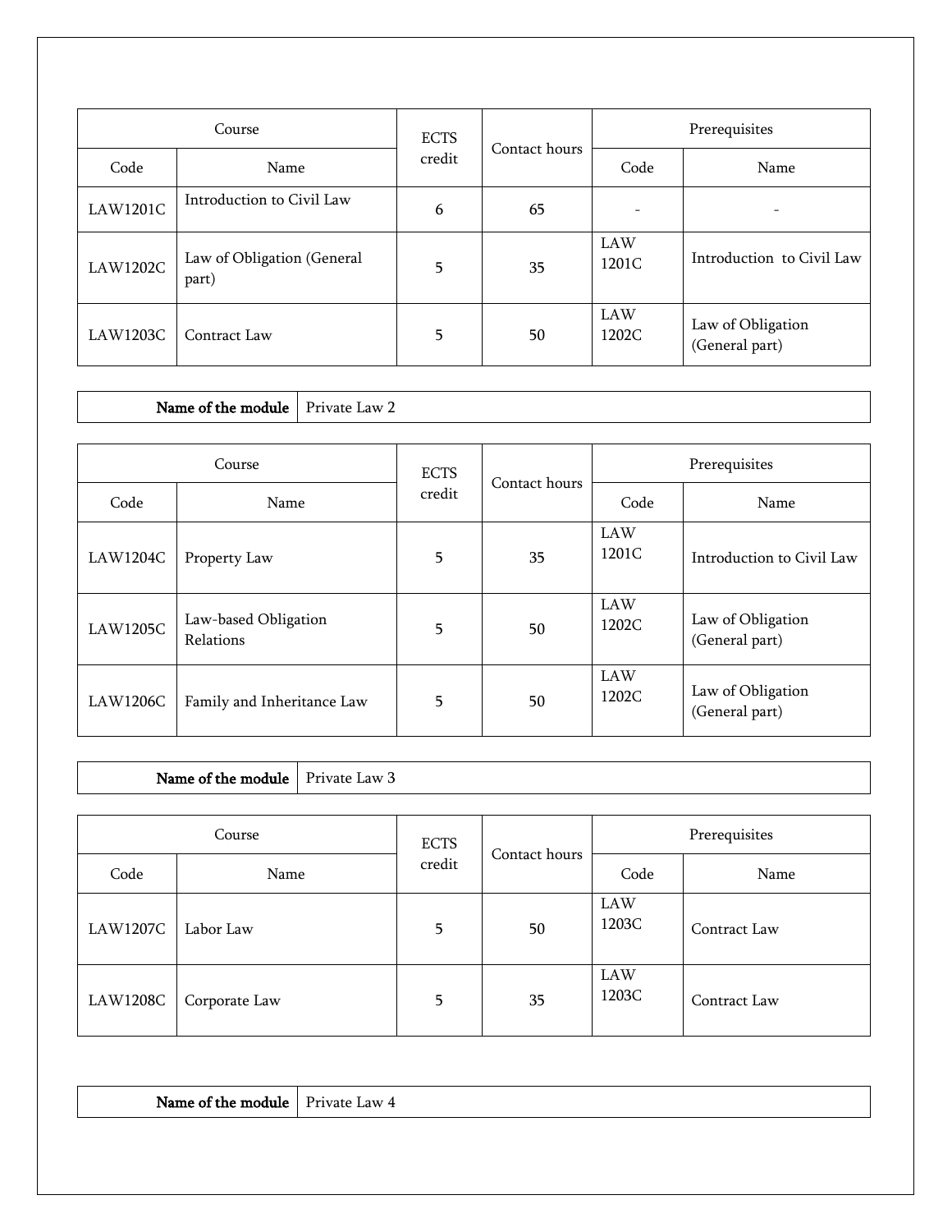| Course | | ECTS credit | Contact hours | Prerequisites | |
|---|---|---|---|---|---|
| Code | Name | | | Code | Name |
| LAW1201C | Introduction to Civil Law | 6 | 65 | - | - |
| LAW1202C | Law of Obligation (General part) | 5 | 35 | LAW 1201C | Introduction to Civil Law |
| LAW1203C | Contract Law | 5 | 50 | LAW 1202C | Law of Obligation (General part) |

| **Name of the module** | Private Law 2 |
|---|---|

| Course | | ECTS credit | Contact hours | Prerequisites | |
|---|---|---|---|---|---|
| Code | Name | | | Code | Name |
| LAW1204C | Property Law | 5 | 35 | LAW 1201C | Introduction to Civil Law |
| LAW1205C | Law-based Obligation Relations | 5 | 50 | LAW 1202C | Law of Obligation (General part) |
| LAW1206C | Family and Inheritance Law | 5 | 50 | LAW 1202C | Law of Obligation (General part) |

| **Name of the module** | Private Law 3 |
|---|---|

| Course | | ECTS credit | Contact hours | Prerequisites | |
|---|---|---|---|---|---|
| Code | Name | | | Code | Name |
| LAW1207C | Labor Law | 5 | 50 | LAW 1203C | Contract Law |
| LAW1208C | Corporate Law | 5 | 35 | LAW 1203C | Contract Law |

| **Name of the module** | Private Law 4 |
|---|---|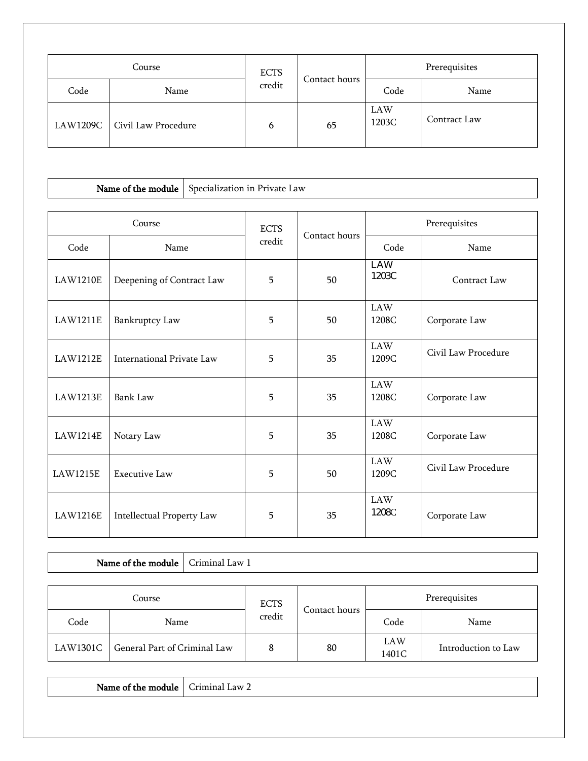| Course | | ECTS credit | Contact hours | Prerequisites | |
|---|---|---|---|---|---|
| Code | Name | | | Code | Name |
| LAW1209C | Civil Law Procedure | 6 | 65 | LAW 1203C | Contract Law |

| Name of the module | Specialization in Private Law |
|---|---|

| Course | | ECTS credit | Contact hours | Prerequisites | |
|---|---|---|---|---|---|
| Code | Name | | | Code | Name |
| LAW1210E | Deepening of Contract Law | 5 | 50 | LAW 1203C | Contract Law |
| LAW1211E | Bankruptcy Law | 5 | 50 | LAW 1208C | Corporate Law |
| LAW1212E | International Private Law | 5 | 35 | LAW 1209C | Civil Law Procedure |
| LAW1213E | Bank Law | 5 | 35 | LAW 1208C | Corporate Law |
| LAW1214E | Notary Law | 5 | 35 | LAW 1208C | Corporate Law |
| LAW1215E | Executive Law | 5 | 50 | LAW 1209C | Civil Law Procedure |
| LAW1216E | Intellectual Property Law | 5 | 35 | LAW 1208C | Corporate Law |

| Name of the module | Criminal Law 1 |
|---|---|

| Course | | ECTS credit | Contact hours | Prerequisites | |
|---|---|---|---|---|---|
| Code | Name | | | Code | Name |
| LAW1301C | General Part of Criminal Law | 8 | 80 | LAW 1401C | Introduction to Law |

| Name of the module | Criminal Law 2 |
|---|---|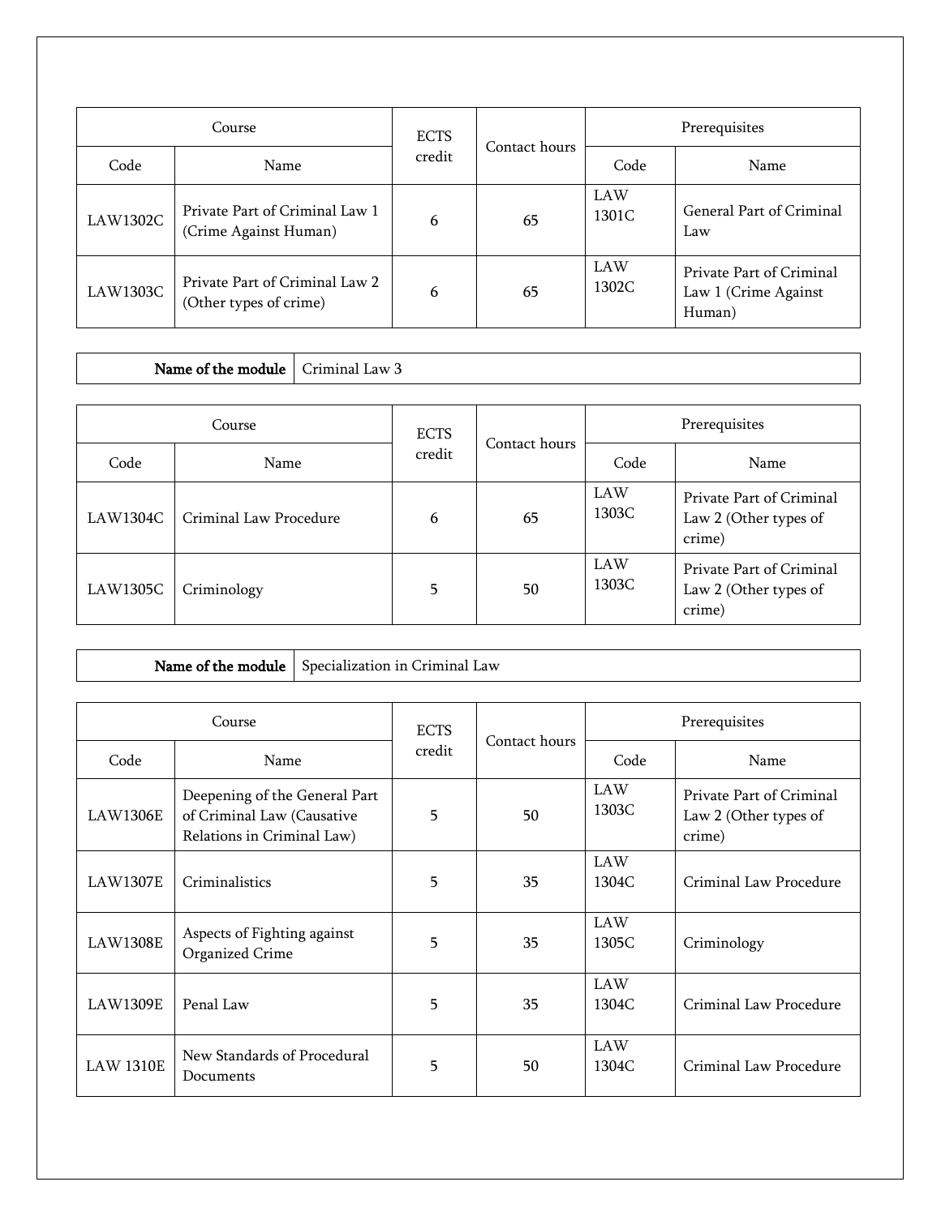| Course | | ECTS credit | Contact hours | Prerequisites | |
|---|---|---|---|---|---|
| Code | Name | | | Code | Name |
| LAW1302C | Private Part of Criminal Law 1 (Crime Against Human) | 6 | 65 | LAW 1301C | General Part of Criminal Law |
| LAW1303C | Private Part of Criminal Law 2 (Other types of crime) | 6 | 65 | LAW 1302C | Private Part of Criminal Law 1 (Crime Against Human) |

| **Name of the module** | Criminal Law 3 |
|---|---|

| Course | | ECTS credit | Contact hours | Prerequisites | |
|---|---|---|---|---|---|
| Code | Name | | | Code | Name |
| LAW1304C | Criminal Law Procedure | 6 | 65 | LAW 1303C | Private Part of Criminal Law 2 (Other types of crime) |
| LAW1305C | Criminology | 5 | 50 | LAW 1303C | Private Part of Criminal Law 2 (Other types of crime) |

| **Name of the module** | Specialization in Criminal Law |
|---|---|

| Course | | ECTS credit | Contact hours | Prerequisites | |
|---|---|---|---|---|---|
| Code | Name | | | Code | Name |
| LAW1306E | Deepening of the General Part of Criminal Law (Causative Relations in Criminal Law) | 5 | 50 | LAW 1303C | Private Part of Criminal Law 2 (Other types of crime) |
| LAW1307E | Criminalistics | 5 | 35 | LAW 1304C | Criminal Law Procedure |
| LAW1308E | Aspects of Fighting against Organized Crime | 5 | 35 | LAW 1305C | Criminology |
| LAW1309E | Penal Law | 5 | 35 | LAW 1304C | Criminal Law Procedure |
| LAW 1310E | New Standards of Procedural Documents | 5 | 50 | LAW 1304C | Criminal Law Procedure |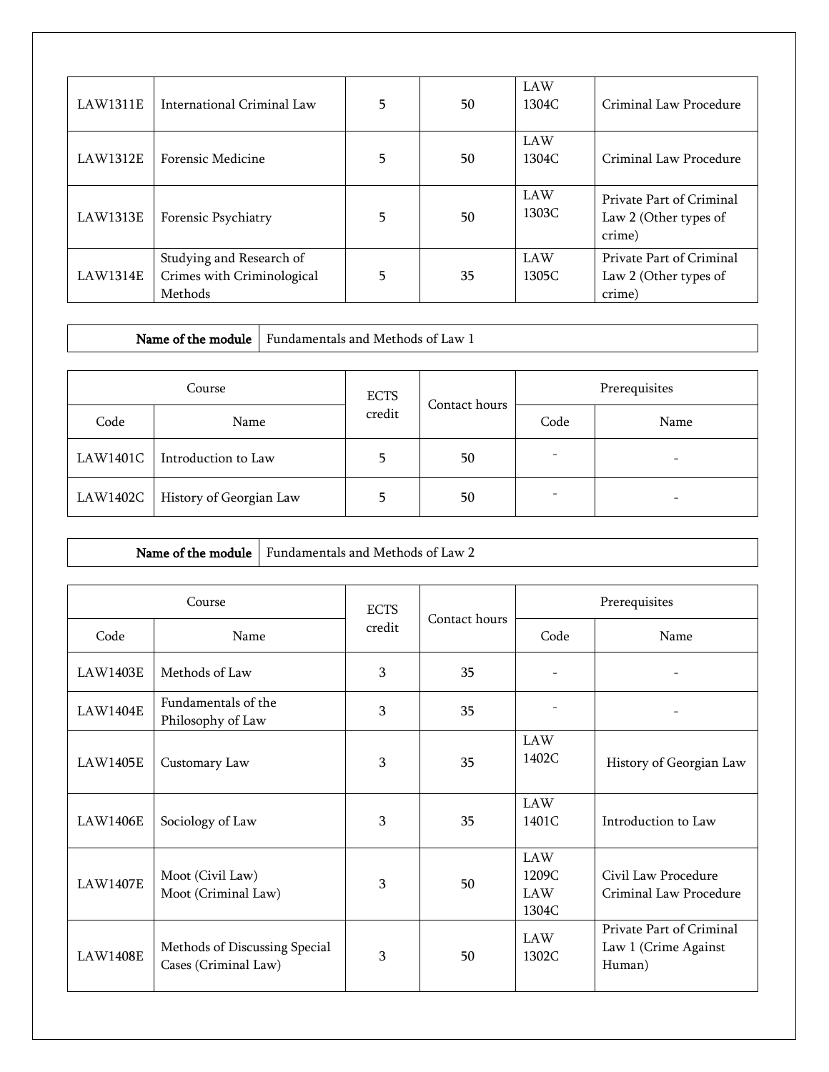| Code | Name | ECTS credit | Contact hours | Prerequisite Code | Prerequisite Name |
|---|---|---|---|---|---|
| LAW1311E | International Criminal Law | 5 | 50 | LAW 1304C | Criminal Law Procedure |
| LAW1312E | Forensic Medicine | 5 | 50 | LAW 1304C | Criminal Law Procedure |
| LAW1313E | Forensic Psychiatry | 5 | 50 | LAW 1303C | Private Part of Criminal Law 2 (Other types of crime) |
| LAW1314E | Studying and Research of Crimes with Criminological Methods | 5 | 35 | LAW 1305C | Private Part of Criminal Law 2 (Other types of crime) |

| **Name of the module** | Fundamentals and Methods of Law 1 |
|---|---|

| Course | | ECTS credit | Contact hours | Prerequisites | |
|---|---|---|---|---|---|
| Code | Name | | | Code | Name |
| LAW1401C | Introduction to Law | 5 | 50 | - | - |
| LAW1402C | History of Georgian Law | 5 | 50 | - | - |

| **Name of the module** | Fundamentals and Methods of Law 2 |
|---|---|

| Course | | ECTS credit | Contact hours | Prerequisites | |
|---|---|---|---|---|---|
| Code | Name | | | Code | Name |
| LAW1403E | Methods of Law | 3 | 35 | - | - |
| LAW1404E | Fundamentals of the Philosophy of Law | 3 | 35 | - | - |
| LAW1405E | Customary Law | 3 | 35 | LAW 1402C | History of Georgian Law |
| LAW1406E | Sociology of Law | 3 | 35 | LAW 1401C | Introduction to Law |
| LAW1407E | Moot (Civil Law) Moot (Criminal Law) | 3 | 50 | LAW 1209C LAW 1304C | Civil Law Procedure Criminal Law Procedure |
| LAW1408E | Methods of Discussing Special Cases (Criminal Law) | 3 | 50 | LAW 1302C | Private Part of Criminal Law 1 (Crime Against Human) |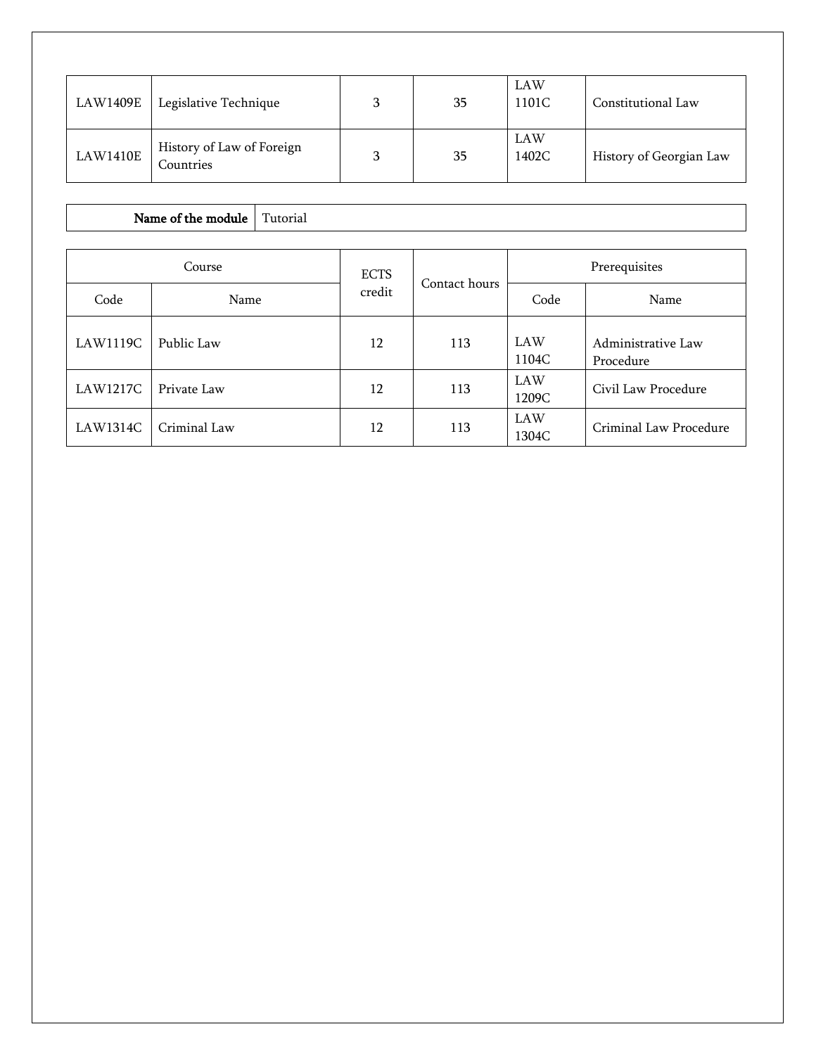| | | | | | |
|---|---|---|---|---|---|
| LAW1409E | Legislative Technique | 3 | 35 | LAW 1101C | Constitutional Law |
| LAW1410E | History of Law of Foreign Countries | 3 | 35 | LAW 1402C | History of Georgian Law |

| **Name of the module** | Tutorial |
|---|---|

| Course | | ECTS credit | Contact hours | Prerequisites | |
|---|---|---|---|---|---|
| Code | Name | | | Code | Name |
| LAW1119C | Public Law | 12 | 113 | LAW 1104C | Administrative Law Procedure |
| LAW1217C | Private Law | 12 | 113 | LAW 1209C | Civil Law Procedure |
| LAW1314C | Criminal Law | 12 | 113 | LAW 1304C | Criminal Law Procedure |